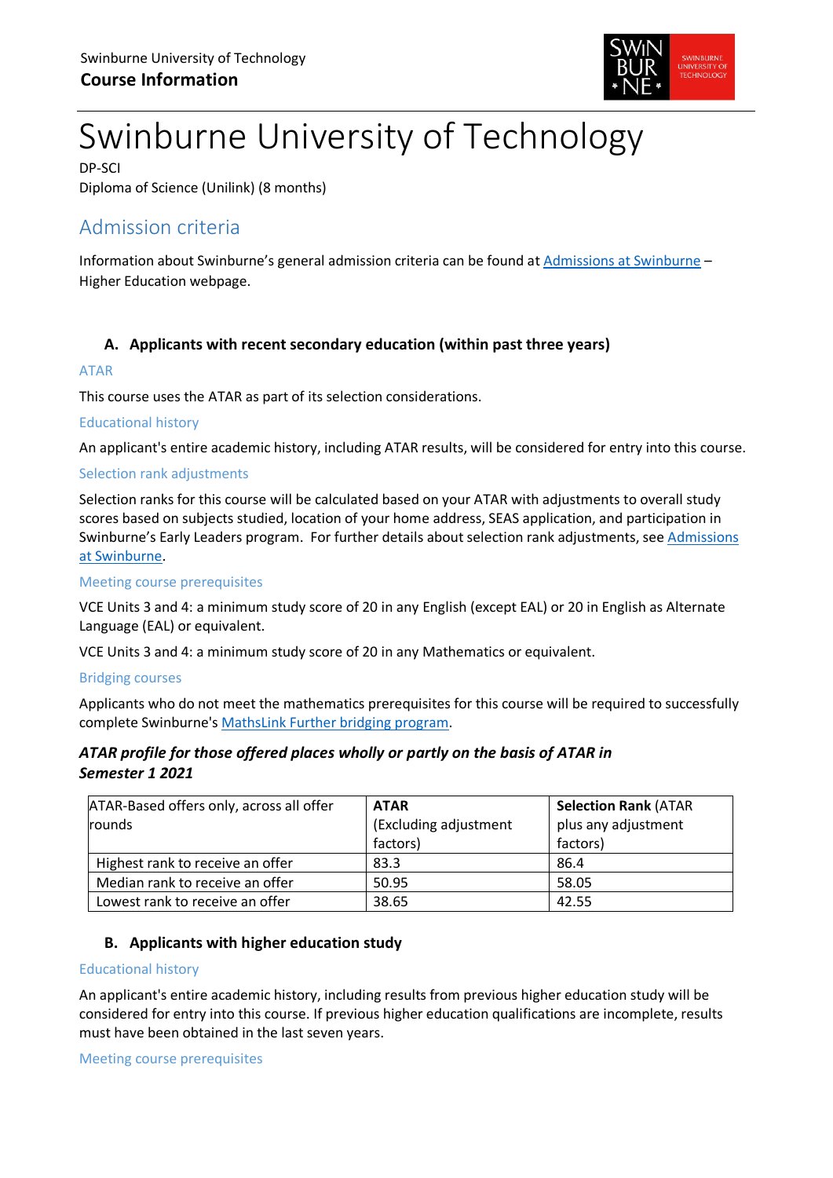# Swinburne University of Technology

DP-SCI

Diploma of Science (Unilink) (8 months)

## Admission criteria

Information about Swinburne's general admission criteria can be found at [Admissions at Swinburne](#) – Higher Education webpage.

### A. Applicants with recent secondary education (within past three years)

#### ATAR

This course uses the ATAR as part of its selection considerations.

#### Educational history

An applicant's entire academic history, including ATAR results, will be considered for entry into this course.

#### Selection rank adjustments

Selection ranks for this course will be calculated based on your ATAR with adjustments to overall study scores based on subjects studied, location of your home address, SEAS application, and participation in Swinburne's Early Leaders program. For further details about selection rank adjustments, see [Admissions at Swinburne](#).

#### Meeting course prerequisites

VCE Units 3 and 4: a minimum study score of 20 in any English (except EAL) or 20 in English as Alternate Language (EAL) or equivalent.

VCE Units 3 and 4: a minimum study score of 20 in any Mathematics or equivalent.

#### Bridging courses

Applicants who do not meet the mathematics prerequisites for this course will be required to successfully complete Swinburne's [MathsLink Further bridging program](#).

***ATAR profile for those offered places wholly or partly on the basis of ATAR in Semester 1 2021***

| ATAR-Based offers only, across all offer rounds | **ATAR** (Excluding adjustment factors) | **Selection Rank** (ATAR plus any adjustment factors) |
|---|---|---|
| Highest rank to receive an offer | 83.3 | 86.4 |
| Median rank to receive an offer | 50.95 | 58.05 |
| Lowest rank to receive an offer | 38.65 | 42.55 |

### B. Applicants with higher education study

#### Educational history

An applicant's entire academic history, including results from previous higher education study will be considered for entry into this course. If previous higher education qualifications are incomplete, results must have been obtained in the last seven years.

#### Meeting course prerequisites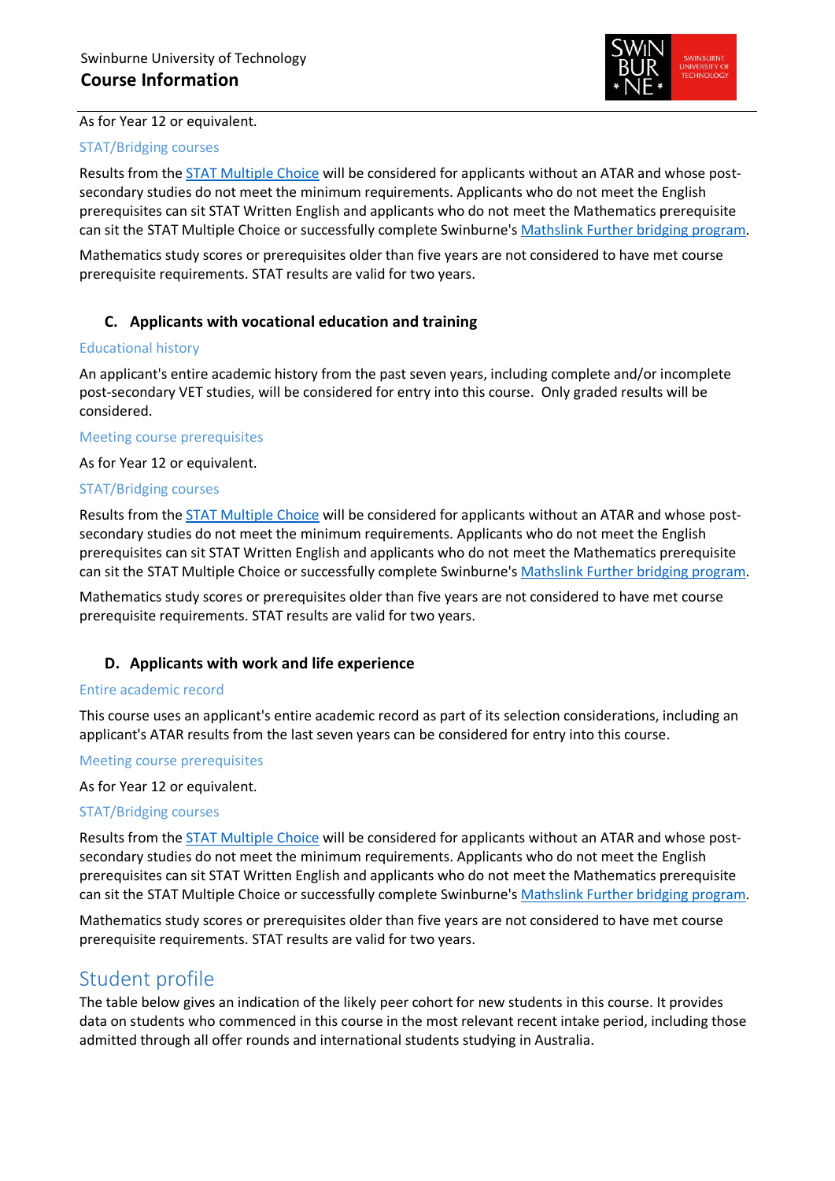As for Year 12 or equivalent.

### STAT/Bridging courses

Results from the [STAT Multiple Choice] will be considered for applicants without an ATAR and whose post-secondary studies do not meet the minimum requirements. Applicants who do not meet the English prerequisites can sit STAT Written English and applicants who do not meet the Mathematics prerequisite can sit the STAT Multiple Choice or successfully complete Swinburne's [Mathslink Further bridging program].

Mathematics study scores or prerequisites older than five years are not considered to have met course prerequisite requirements. STAT results are valid for two years.

## C. Applicants with vocational education and training

### Educational history

An applicant's entire academic history from the past seven years, including complete and/or incomplete post-secondary VET studies, will be considered for entry into this course. Only graded results will be considered.

### Meeting course prerequisites

As for Year 12 or equivalent.

### STAT/Bridging courses

Results from the [STAT Multiple Choice] will be considered for applicants without an ATAR and whose post-secondary studies do not meet the minimum requirements. Applicants who do not meet the English prerequisites can sit STAT Written English and applicants who do not meet the Mathematics prerequisite can sit the STAT Multiple Choice or successfully complete Swinburne's [Mathslink Further bridging program].

Mathematics study scores or prerequisites older than five years are not considered to have met course prerequisite requirements. STAT results are valid for two years.

## D. Applicants with work and life experience

### Entire academic record

This course uses an applicant's entire academic record as part of its selection considerations, including an applicant's ATAR results from the last seven years can be considered for entry into this course.

### Meeting course prerequisites

As for Year 12 or equivalent.

### STAT/Bridging courses

Results from the [STAT Multiple Choice] will be considered for applicants without an ATAR and whose post-secondary studies do not meet the minimum requirements. Applicants who do not meet the English prerequisites can sit STAT Written English and applicants who do not meet the Mathematics prerequisite can sit the STAT Multiple Choice or successfully complete Swinburne's [Mathslink Further bridging program].

Mathematics study scores or prerequisites older than five years are not considered to have met course prerequisite requirements. STAT results are valid for two years.

# Student profile

The table below gives an indication of the likely peer cohort for new students in this course. It provides data on students who commenced in this course in the most relevant recent intake period, including those admitted through all offer rounds and international students studying in Australia.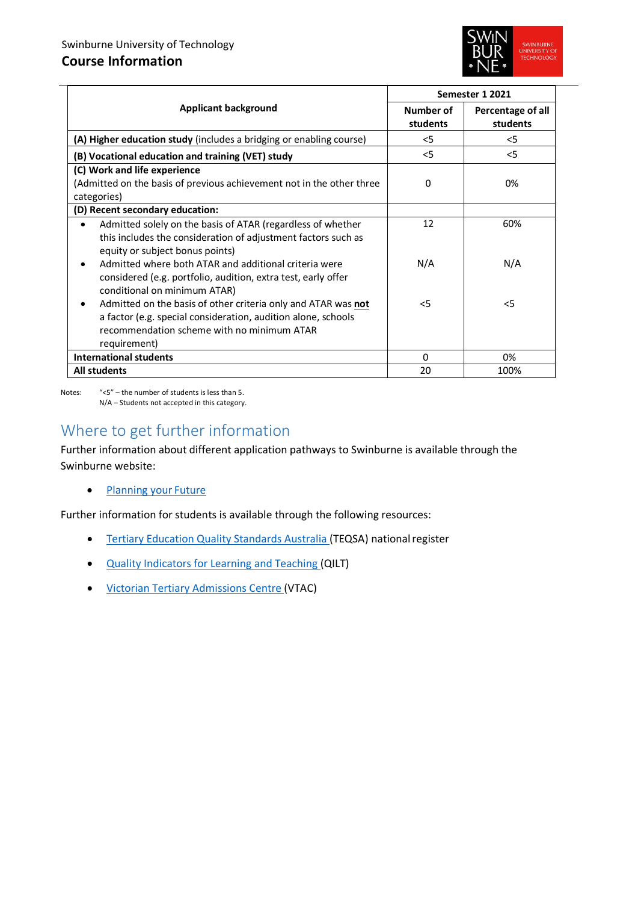Swinburne University of Technology

**Course Information**

| Applicant background | Semester 1 2021 | |
|---|---|---|
| | Number of students | Percentage of all students |
| **(A) Higher education study** (includes a bridging or enabling course) | <5 | <5 |
| **(B) Vocational education and training (VET) study** | <5 | <5 |
| **(C) Work and life experience** (Admitted on the basis of previous achievement not in the other three categories) | 0 | 0% |
| **(D) Recent secondary education:** | | |
| • Admitted solely on the basis of ATAR (regardless of whether this includes the consideration of adjustment factors such as equity or subject bonus points) | 12 | 60% |
| • Admitted where both ATAR and additional criteria were considered (e.g. portfolio, audition, extra test, early offer conditional on minimum ATAR) | N/A | N/A |
| • Admitted on the basis of other criteria only and ATAR was **not** a factor (e.g. special consideration, audition alone, schools recommendation scheme with no minimum ATAR requirement) | <5 | <5 |
| **International students** | 0 | 0% |
| **All students** | 20 | 100% |

Notes: "<5" – the number of students is less than 5.
N/A – Students not accepted in this category.

## Where to get further information

Further information about different application pathways to Swinburne is available through the Swinburne website:

- Planning your Future

Further information for students is available through the following resources:

- Tertiary Education Quality Standards Australia (TEQSA) national register
- Quality Indicators for Learning and Teaching (QILT)
- Victorian Tertiary Admissions Centre (VTAC)